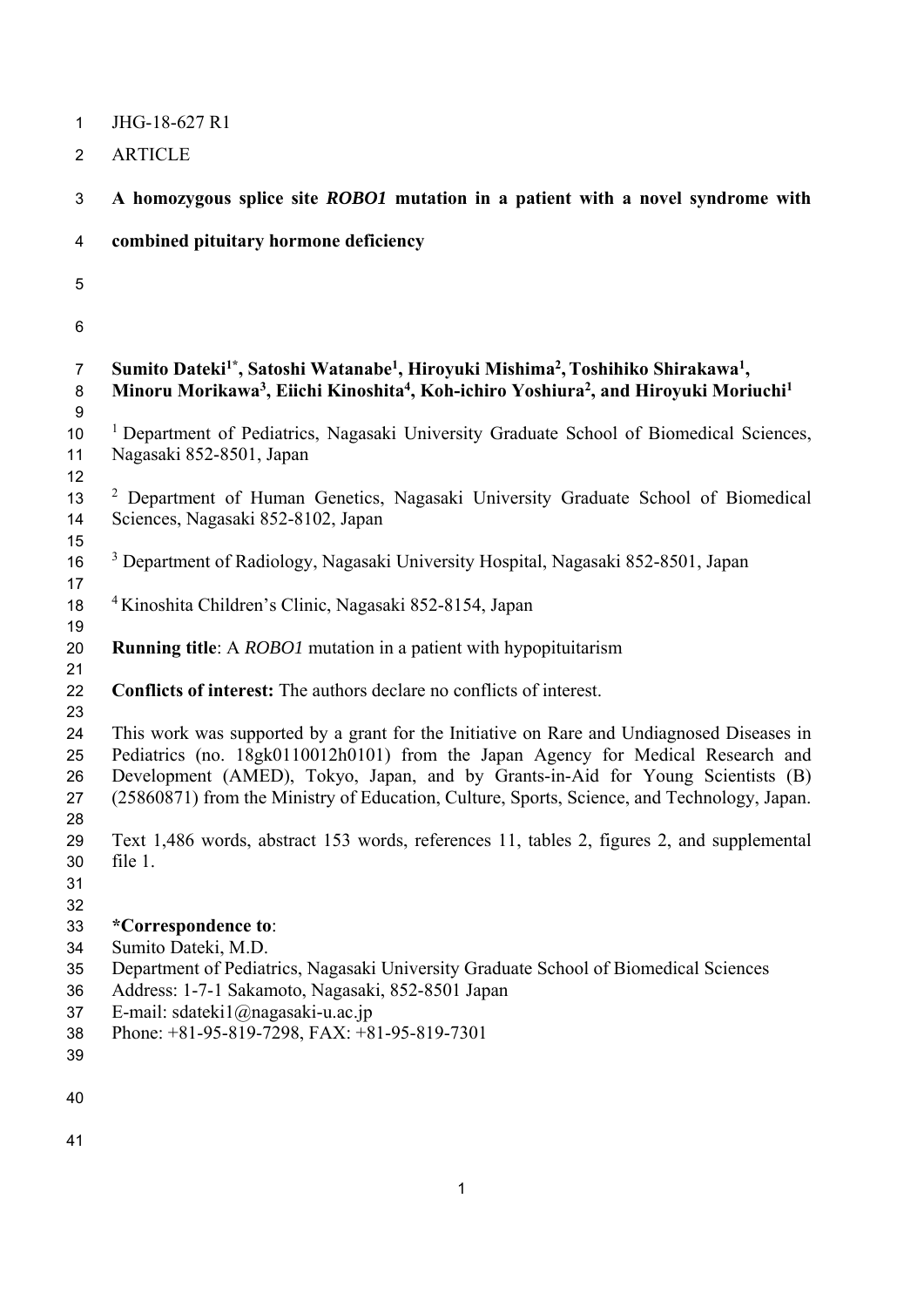JHG-18-627 R1

ARTICLE

# A homozygous splice site *ROBO1* mutation in a patient with a novel syndrome with combined pituitary hormone deficiency

**Sumito Dateki[1*], Satoshi Watanabe[1], Hiroyuki Mishima[2], Toshihiko Shirakawa[1], Minoru Morikawa[3], Eiichi Kinoshita[4], Koh-ichiro Yoshiura[2], and Hiroyuki Moriuchi[1]**

[1] Department of Pediatrics, Nagasaki University Graduate School of Biomedical Sciences, Nagasaki 852-8501, Japan

[2] Department of Human Genetics, Nagasaki University Graduate School of Biomedical Sciences, Nagasaki 852-8102, Japan

[3] Department of Radiology, Nagasaki University Hospital, Nagasaki 852-8501, Japan

[4] Kinoshita Children's Clinic, Nagasaki 852-8154, Japan

**Running title**: A *ROBO1* mutation in a patient with hypopituitarism

**Conflicts of interest:** The authors declare no conflicts of interest.

This work was supported by a grant for the Initiative on Rare and Undiagnosed Diseases in Pediatrics (no. 18gk0110012h0101) from the Japan Agency for Medical Research and Development (AMED), Tokyo, Japan, and by Grants-in-Aid for Young Scientists (B) (25860871) from the Ministry of Education, Culture, Sports, Science, and Technology, Japan.

Text 1,486 words, abstract 153 words, references 11, tables 2, figures 2, and supplemental file 1.

**\*Correspondence to**:
Sumito Dateki, M.D.
Department of Pediatrics, Nagasaki University Graduate School of Biomedical Sciences
Address: 1-7-1 Sakamoto, Nagasaki, 852-8501 Japan
E-mail: sdateki1@nagasaki-u.ac.jp
Phone: +81-95-819-7298, FAX: +81-95-819-7301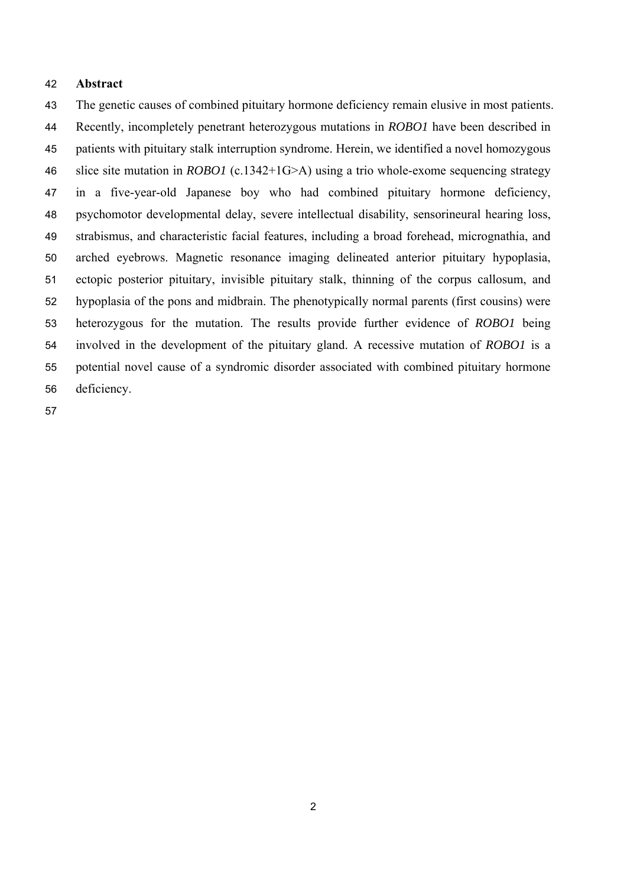## Abstract

The genetic causes of combined pituitary hormone deficiency remain elusive in most patients. Recently, incompletely penetrant heterozygous mutations in *ROBO1* have been described in patients with pituitary stalk interruption syndrome. Herein, we identified a novel homozygous slice site mutation in *ROBO1* (c.1342+1G>A) using a trio whole-exome sequencing strategy in a five-year-old Japanese boy who had combined pituitary hormone deficiency, psychomotor developmental delay, severe intellectual disability, sensorineural hearing loss, strabismus, and characteristic facial features, including a broad forehead, micrognathia, and arched eyebrows. Magnetic resonance imaging delineated anterior pituitary hypoplasia, ectopic posterior pituitary, invisible pituitary stalk, thinning of the corpus callosum, and hypoplasia of the pons and midbrain. The phenotypically normal parents (first cousins) were heterozygous for the mutation. The results provide further evidence of *ROBO1* being involved in the development of the pituitary gland. A recessive mutation of *ROBO1* is a potential novel cause of a syndromic disorder associated with combined pituitary hormone deficiency.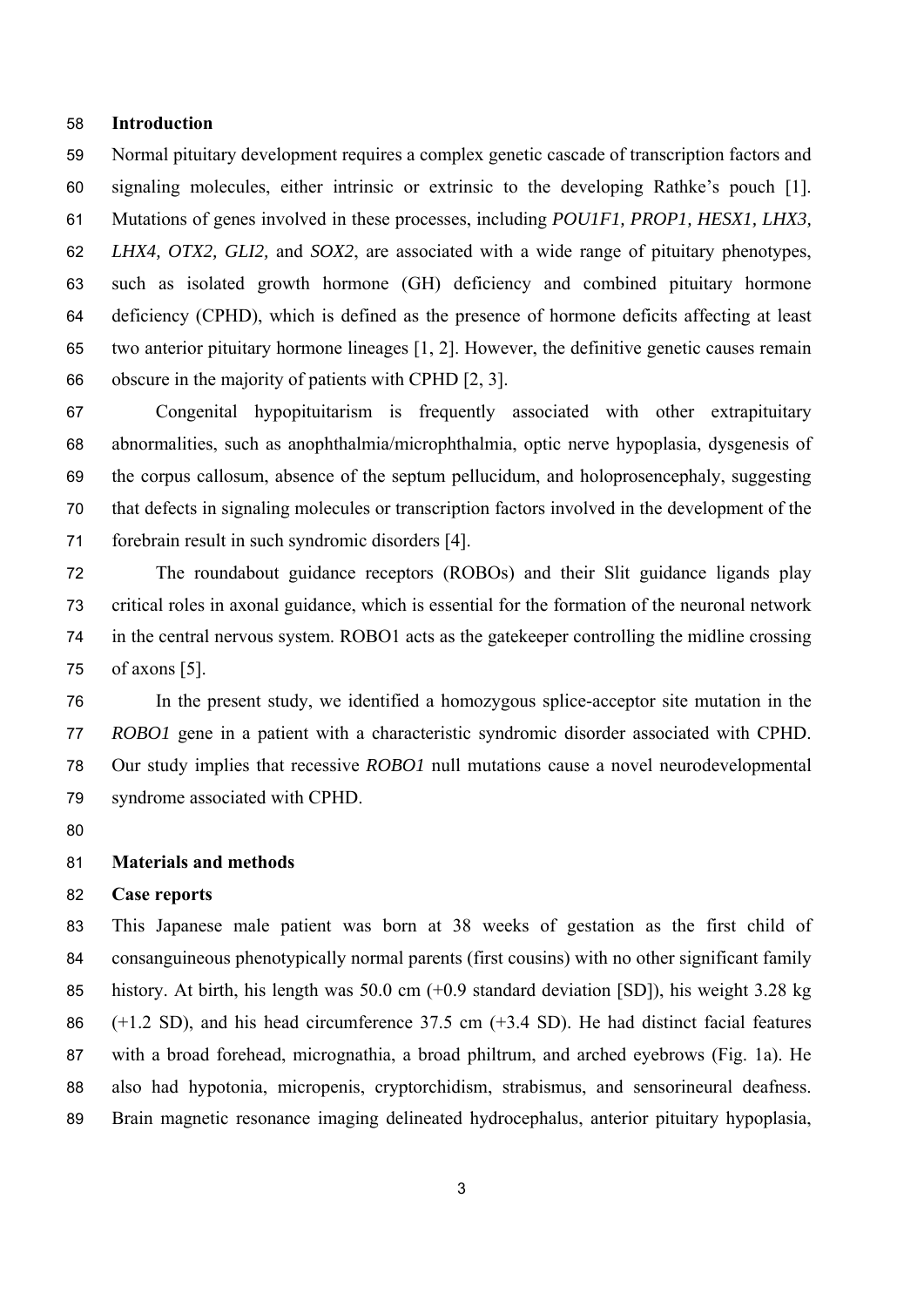## Introduction

Normal pituitary development requires a complex genetic cascade of transcription factors and signaling molecules, either intrinsic or extrinsic to the developing Rathke's pouch [1]. Mutations of genes involved in these processes, including *POU1F1, PROP1, HESX1, LHX3, LHX4, OTX2, GLI2,* and *SOX2*, are associated with a wide range of pituitary phenotypes, such as isolated growth hormone (GH) deficiency and combined pituitary hormone deficiency (CPHD), which is defined as the presence of hormone deficits affecting at least two anterior pituitary hormone lineages [1, 2]. However, the definitive genetic causes remain obscure in the majority of patients with CPHD [2, 3].

Congenital hypopituitarism is frequently associated with other extrapituitary abnormalities, such as anophthalmia/microphthalmia, optic nerve hypoplasia, dysgenesis of the corpus callosum, absence of the septum pellucidum, and holoprosencephaly, suggesting that defects in signaling molecules or transcription factors involved in the development of the forebrain result in such syndromic disorders [4].

The roundabout guidance receptors (ROBOs) and their Slit guidance ligands play critical roles in axonal guidance, which is essential for the formation of the neuronal network in the central nervous system. ROBO1 acts as the gatekeeper controlling the midline crossing of axons [5].

In the present study, we identified a homozygous splice-acceptor site mutation in the *ROBO1* gene in a patient with a characteristic syndromic disorder associated with CPHD. Our study implies that recessive *ROBO1* null mutations cause a novel neurodevelopmental syndrome associated with CPHD.

## Materials and methods

### Case reports

This Japanese male patient was born at 38 weeks of gestation as the first child of consanguineous phenotypically normal parents (first cousins) with no other significant family history. At birth, his length was 50.0 cm (+0.9 standard deviation [SD]), his weight 3.28 kg (+1.2 SD), and his head circumference 37.5 cm (+3.4 SD). He had distinct facial features with a broad forehead, micrognathia, a broad philtrum, and arched eyebrows (Fig. 1a). He also had hypotonia, micropenis, cryptorchidism, strabismus, and sensorineural deafness. Brain magnetic resonance imaging delineated hydrocephalus, anterior pituitary hypoplasia,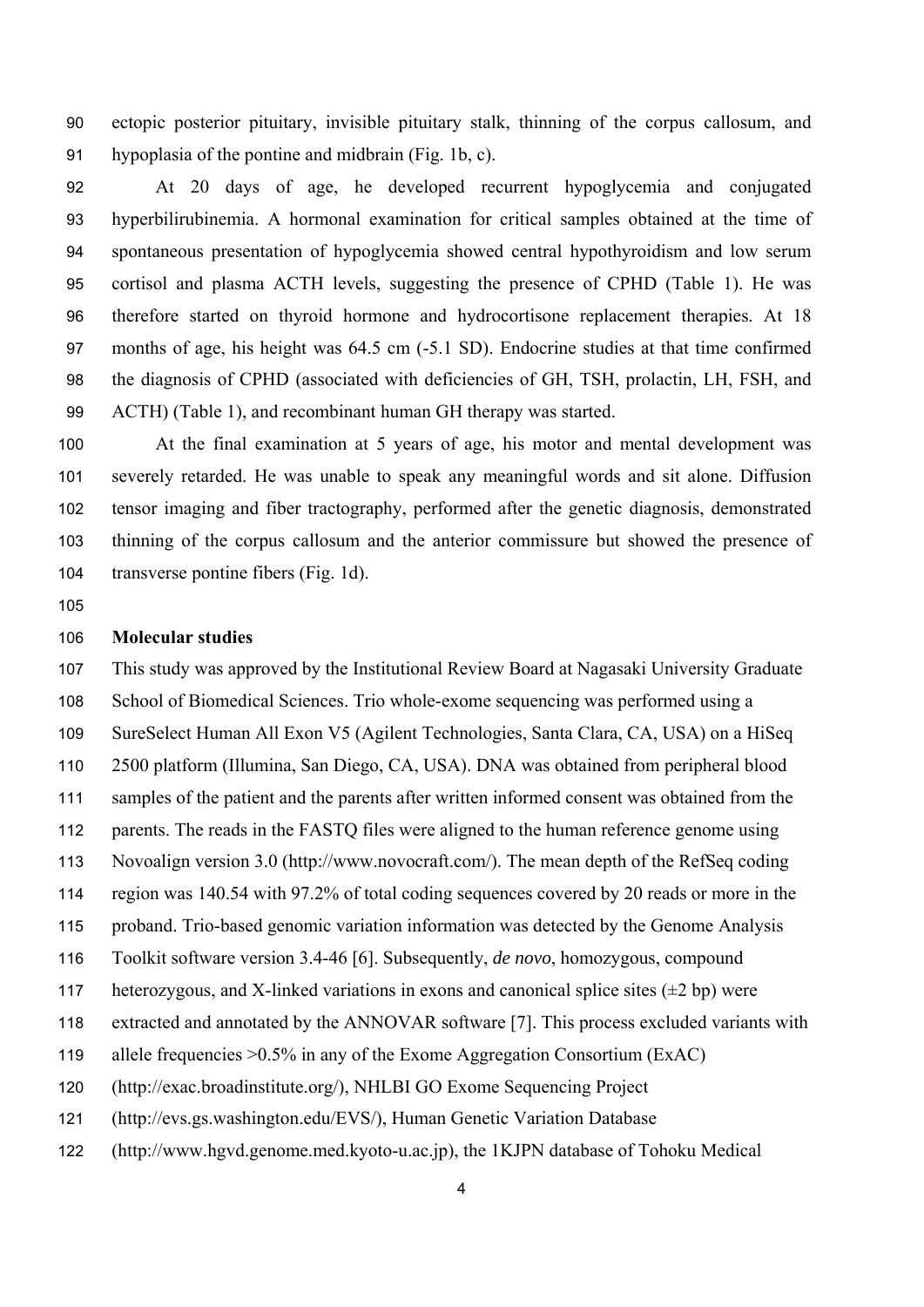ectopic posterior pituitary, invisible pituitary stalk, thinning of the corpus callosum, and hypoplasia of the pontine and midbrain (Fig. 1b, c).

At 20 days of age, he developed recurrent hypoglycemia and conjugated hyperbilirubinemia. A hormonal examination for critical samples obtained at the time of spontaneous presentation of hypoglycemia showed central hypothyroidism and low serum cortisol and plasma ACTH levels, suggesting the presence of CPHD (Table 1). He was therefore started on thyroid hormone and hydrocortisone replacement therapies. At 18 months of age, his height was 64.5 cm (-5.1 SD). Endocrine studies at that time confirmed the diagnosis of CPHD (associated with deficiencies of GH, TSH, prolactin, LH, FSH, and ACTH) (Table 1), and recombinant human GH therapy was started.

At the final examination at 5 years of age, his motor and mental development was severely retarded. He was unable to speak any meaningful words and sit alone. Diffusion tensor imaging and fiber tractography, performed after the genetic diagnosis, demonstrated thinning of the corpus callosum and the anterior commissure but showed the presence of transverse pontine fibers (Fig. 1d).

**Molecular studies**

This study was approved by the Institutional Review Board at Nagasaki University Graduate School of Biomedical Sciences. Trio whole-exome sequencing was performed using a SureSelect Human All Exon V5 (Agilent Technologies, Santa Clara, CA, USA) on a HiSeq 2500 platform (Illumina, San Diego, CA, USA). DNA was obtained from peripheral blood samples of the patient and the parents after written informed consent was obtained from the parents. The reads in the FASTQ files were aligned to the human reference genome using Novoalign version 3.0 (http://www.novocraft.com/). The mean depth of the RefSeq coding region was 140.54 with 97.2% of total coding sequences covered by 20 reads or more in the proband. Trio-based genomic variation information was detected by the Genome Analysis Toolkit software version 3.4-46 [6]. Subsequently, *de novo*, homozygous, compound heterozygous, and X-linked variations in exons and canonical splice sites (±2 bp) were extracted and annotated by the ANNOVAR software [7]. This process excluded variants with allele frequencies >0.5% in any of the Exome Aggregation Consortium (ExAC) (http://exac.broadinstitute.org/), NHLBI GO Exome Sequencing Project (http://evs.gs.washington.edu/EVS/), Human Genetic Variation Database (http://www.hgvd.genome.med.kyoto-u.ac.jp), the 1KJPN database of Tohoku Medical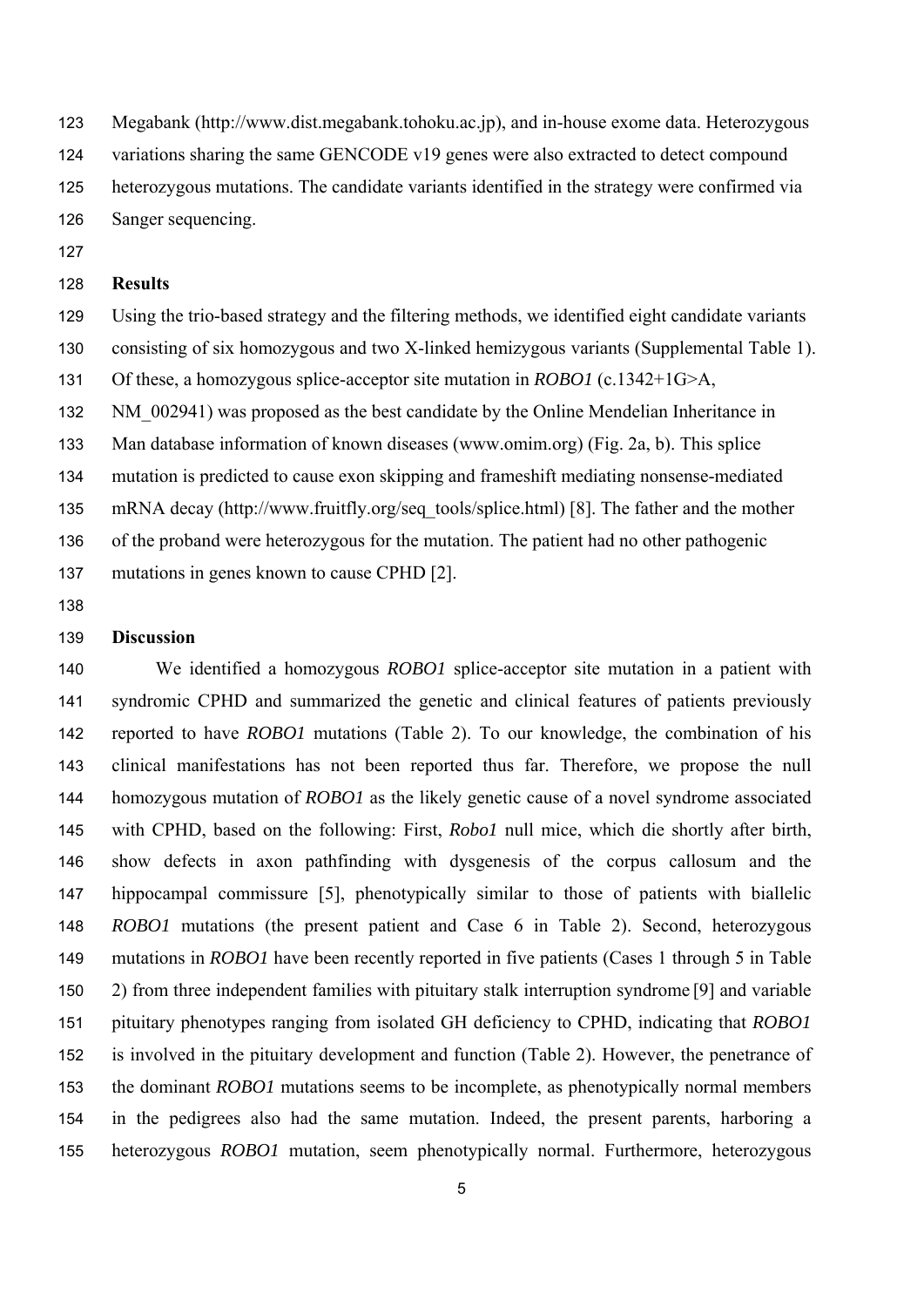Megabank (http://www.dist.megabank.tohoku.ac.jp), and in-house exome data. Heterozygous variations sharing the same GENCODE v19 genes were also extracted to detect compound heterozygous mutations. The candidate variants identified in the strategy were confirmed via Sanger sequencing.

## Results

Using the trio-based strategy and the filtering methods, we identified eight candidate variants consisting of six homozygous and two X-linked hemizygous variants (Supplemental Table 1). Of these, a homozygous splice-acceptor site mutation in *ROBO1* (c.1342+1G>A, NM_002941) was proposed as the best candidate by the Online Mendelian Inheritance in Man database information of known diseases (www.omim.org) (Fig. 2a, b). This splice mutation is predicted to cause exon skipping and frameshift mediating nonsense-mediated mRNA decay (http://www.fruitfly.org/seq_tools/splice.html) [8]. The father and the mother of the proband were heterozygous for the mutation. The patient had no other pathogenic mutations in genes known to cause CPHD [2].

## Discussion

We identified a homozygous *ROBO1* splice-acceptor site mutation in a patient with syndromic CPHD and summarized the genetic and clinical features of patients previously reported to have *ROBO1* mutations (Table 2). To our knowledge, the combination of his clinical manifestations has not been reported thus far. Therefore, we propose the null homozygous mutation of *ROBO1* as the likely genetic cause of a novel syndrome associated with CPHD, based on the following: First, *Robo1* null mice, which die shortly after birth, show defects in axon pathfinding with dysgenesis of the corpus callosum and the hippocampal commissure [5], phenotypically similar to those of patients with biallelic *ROBO1* mutations (the present patient and Case 6 in Table 2). Second, heterozygous mutations in *ROBO1* have been recently reported in five patients (Cases 1 through 5 in Table 2) from three independent families with pituitary stalk interruption syndrome [9] and variable pituitary phenotypes ranging from isolated GH deficiency to CPHD, indicating that *ROBO1* is involved in the pituitary development and function (Table 2). However, the penetrance of the dominant *ROBO1* mutations seems to be incomplete, as phenotypically normal members in the pedigrees also had the same mutation. Indeed, the present parents, harboring a heterozygous *ROBO1* mutation, seem phenotypically normal. Furthermore, heterozygous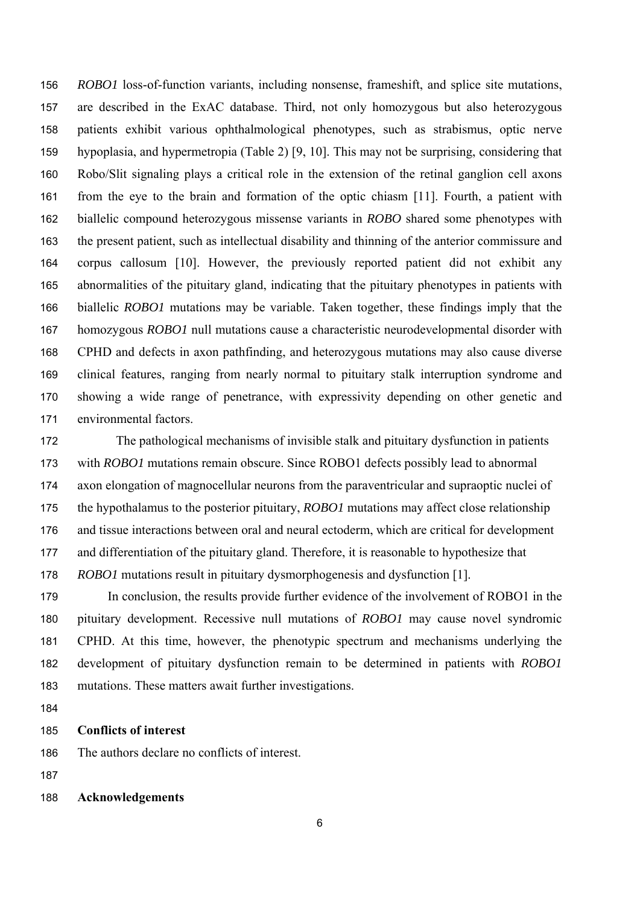*ROBO1* loss-of-function variants, including nonsense, frameshift, and splice site mutations, are described in the ExAC database. Third, not only homozygous but also heterozygous patients exhibit various ophthalmological phenotypes, such as strabismus, optic nerve hypoplasia, and hypermetropia (Table 2) [9, 10]. This may not be surprising, considering that Robo/Slit signaling plays a critical role in the extension of the retinal ganglion cell axons from the eye to the brain and formation of the optic chiasm [11]. Fourth, a patient with biallelic compound heterozygous missense variants in *ROBO* shared some phenotypes with the present patient, such as intellectual disability and thinning of the anterior commissure and corpus callosum [10]. However, the previously reported patient did not exhibit any abnormalities of the pituitary gland, indicating that the pituitary phenotypes in patients with biallelic *ROBO1* mutations may be variable. Taken together, these findings imply that the homozygous *ROBO1* null mutations cause a characteristic neurodevelopmental disorder with CPHD and defects in axon pathfinding, and heterozygous mutations may also cause diverse clinical features, ranging from nearly normal to pituitary stalk interruption syndrome and showing a wide range of penetrance, with expressivity depending on other genetic and environmental factors.

The pathological mechanisms of invisible stalk and pituitary dysfunction in patients with *ROBO1* mutations remain obscure. Since ROBO1 defects possibly lead to abnormal axon elongation of magnocellular neurons from the paraventricular and supraoptic nuclei of the hypothalamus to the posterior pituitary, *ROBO1* mutations may affect close relationship and tissue interactions between oral and neural ectoderm, which are critical for development and differentiation of the pituitary gland. Therefore, it is reasonable to hypothesize that *ROBO1* mutations result in pituitary dysmorphogenesis and dysfunction [1].

In conclusion, the results provide further evidence of the involvement of ROBO1 in the pituitary development. Recessive null mutations of *ROBO1* may cause novel syndromic CPHD. At this time, however, the phenotypic spectrum and mechanisms underlying the development of pituitary dysfunction remain to be determined in patients with *ROBO1* mutations. These matters await further investigations.

## Conflicts of interest

The authors declare no conflicts of interest.

## Acknowledgements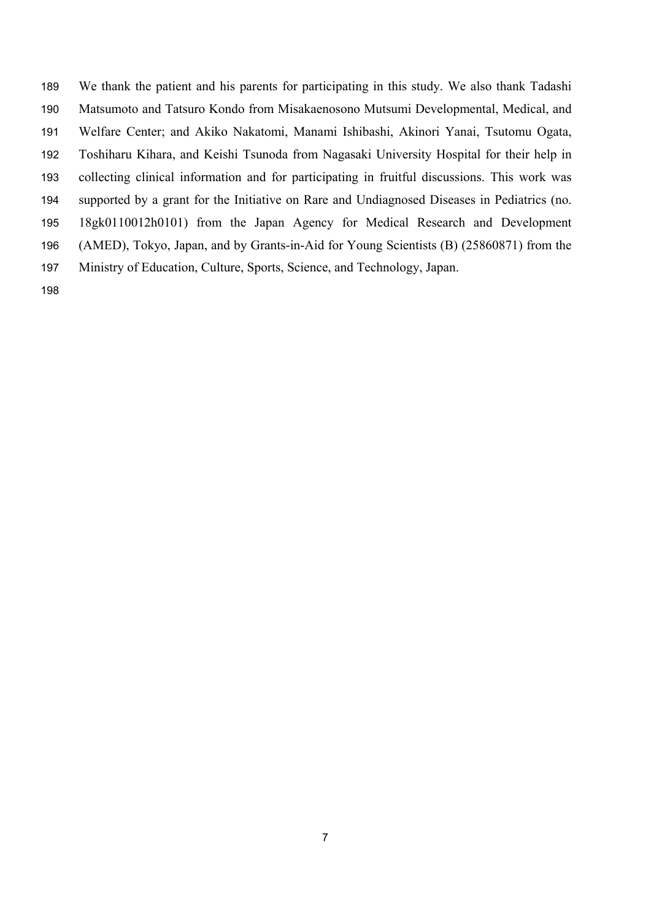We thank the patient and his parents for participating in this study. We also thank Tadashi Matsumoto and Tatsuro Kondo from Misakaenosono Mutsumi Developmental, Medical, and Welfare Center; and Akiko Nakatomi, Manami Ishibashi, Akinori Yanai, Tsutomu Ogata, Toshiharu Kihara, and Keishi Tsunoda from Nagasaki University Hospital for their help in collecting clinical information and for participating in fruitful discussions. This work was supported by a grant for the Initiative on Rare and Undiagnosed Diseases in Pediatrics (no. 18gk0110012h0101) from the Japan Agency for Medical Research and Development (AMED), Tokyo, Japan, and by Grants-in-Aid for Young Scientists (B) (25860871) from the Ministry of Education, Culture, Sports, Science, and Technology, Japan.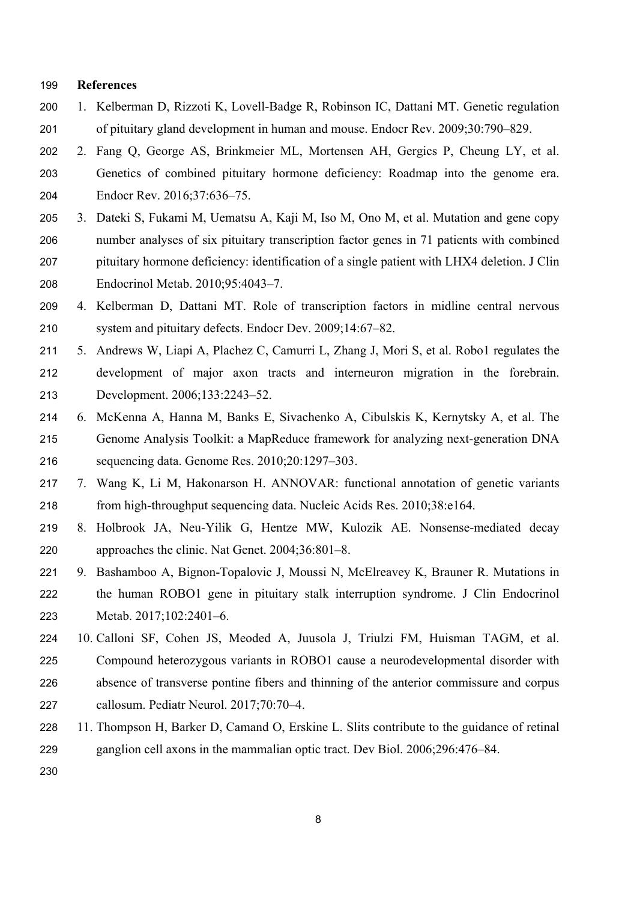## References

1. Kelberman D, Rizzoti K, Lovell-Badge R, Robinson IC, Dattani MT. Genetic regulation of pituitary gland development in human and mouse. Endocr Rev. 2009;30:790–829.
2. Fang Q, George AS, Brinkmeier ML, Mortensen AH, Gergics P, Cheung LY, et al. Genetics of combined pituitary hormone deficiency: Roadmap into the genome era. Endocr Rev. 2016;37:636–75.
3. Dateki S, Fukami M, Uematsu A, Kaji M, Iso M, Ono M, et al. Mutation and gene copy number analyses of six pituitary transcription factor genes in 71 patients with combined pituitary hormone deficiency: identification of a single patient with LHX4 deletion. J Clin Endocrinol Metab. 2010;95:4043–7.
4. Kelberman D, Dattani MT. Role of transcription factors in midline central nervous system and pituitary defects. Endocr Dev. 2009;14:67–82.
5. Andrews W, Liapi A, Plachez C, Camurri L, Zhang J, Mori S, et al. Robo1 regulates the development of major axon tracts and interneuron migration in the forebrain. Development. 2006;133:2243–52.
6. McKenna A, Hanna M, Banks E, Sivachenko A, Cibulskis K, Kernytsky A, et al. The Genome Analysis Toolkit: a MapReduce framework for analyzing next-generation DNA sequencing data. Genome Res. 2010;20:1297–303.
7. Wang K, Li M, Hakonarson H. ANNOVAR: functional annotation of genetic variants from high-throughput sequencing data. Nucleic Acids Res. 2010;38:e164.
8. Holbrook JA, Neu-Yilik G, Hentze MW, Kulozik AE. Nonsense-mediated decay approaches the clinic. Nat Genet. 2004;36:801–8.
9. Bashamboo A, Bignon-Topalovic J, Moussi N, McElreavey K, Brauner R. Mutations in the human ROBO1 gene in pituitary stalk interruption syndrome. J Clin Endocrinol Metab. 2017;102:2401–6.
10. Calloni SF, Cohen JS, Meoded A, Juusola J, Triulzi FM, Huisman TAGM, et al. Compound heterozygous variants in ROBO1 cause a neurodevelopmental disorder with absence of transverse pontine fibers and thinning of the anterior commissure and corpus callosum. Pediatr Neurol. 2017;70:70–4.
11. Thompson H, Barker D, Camand O, Erskine L. Slits contribute to the guidance of retinal ganglion cell axons in the mammalian optic tract. Dev Biol. 2006;296:476–84.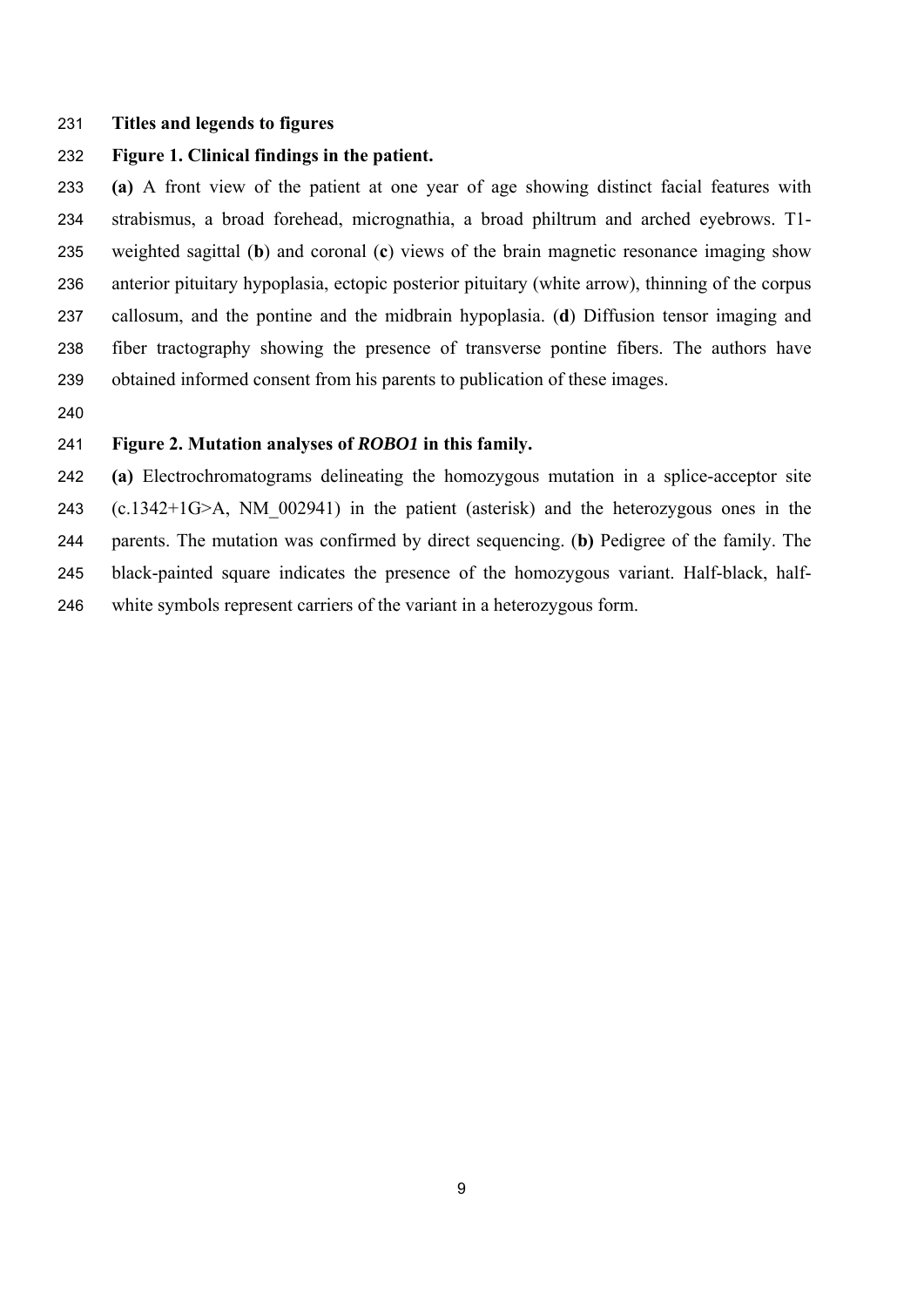## Titles and legends to figures

**Figure 1. Clinical findings in the patient.**

**(a)** A front view of the patient at one year of age showing distinct facial features with strabismus, a broad forehead, micrognathia, a broad philtrum and arched eyebrows. T1-weighted sagittal (**b**) and coronal (**c**) views of the brain magnetic resonance imaging show anterior pituitary hypoplasia, ectopic posterior pituitary (white arrow), thinning of the corpus callosum, and the pontine and the midbrain hypoplasia. (**d**) Diffusion tensor imaging and fiber tractography showing the presence of transverse pontine fibers. The authors have obtained informed consent from his parents to publication of these images.

**Figure 2. Mutation analyses of *ROBO1* in this family.**

**(a)** Electrochromatograms delineating the homozygous mutation in a splice-acceptor site (c.1342+1G>A, NM_002941) in the patient (asterisk) and the heterozygous ones in the parents. The mutation was confirmed by direct sequencing. (**b)** Pedigree of the family. The black-painted square indicates the presence of the homozygous variant. Half-black, half-white symbols represent carriers of the variant in a heterozygous form.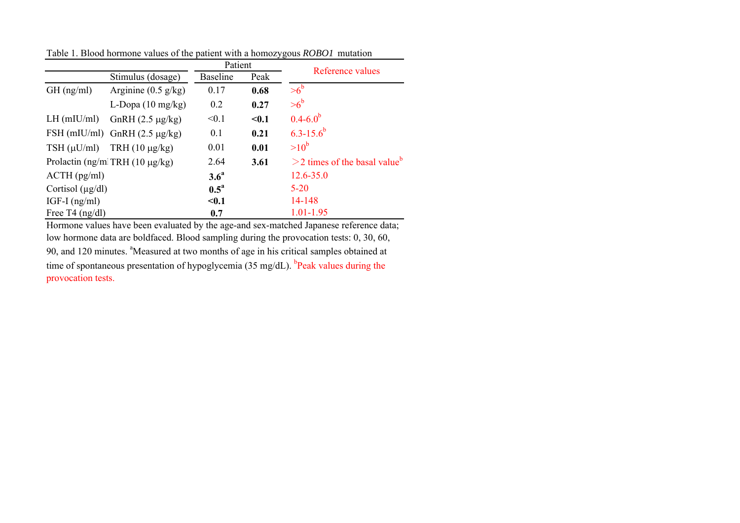Table 1. Blood hormone values of the patient with a homozygous *ROBO1* mutation

| | | Patient | | Reference values |
|---|---|---|---|---|
| | Stimulus (dosage) | Baseline | Peak | |
| GH (ng/ml) | Arginine (0.5 g/kg) | 0.17 | **0.68** | >6[b] |
| | L-Dopa (10 mg/kg) | 0.2 | **0.27** | >6[b] |
| LH (mIU/ml) | GnRH (2.5 μg/kg) | <0.1 | **<0.1** | 0.4-6.0[b] |
| FSH (mIU/ml) | GnRH (2.5 μg/kg) | 0.1 | **0.21** | 6.3-15.6[b] |
| TSH (μU/ml) | TRH (10 μg/kg) | 0.01 | **0.01** | >10[b] |
| Prolactin (ng/ml) | TRH (10 μg/kg) | 2.64 | **3.61** | ＞2 times of the basal value[b] |
| ACTH (pg/ml) | | **3.6[a]** | | 12.6-35.0 |
| Cortisol (μg/dl) | | **0.5[a]** | | 5-20 |
| IGF-I (ng/ml) | | **<0.1** | | 14-148 |
| Free T4 (ng/dl) | | **0.7** | | 1.01-1.95 |

Hormone values have been evaluated by the age-and sex-matched Japanese reference data; low hormone data are boldfaced. Blood sampling during the provocation tests: 0, 30, 60, 90, and 120 minutes. [a]Measured at two months of age in his critical samples obtained at time of spontaneous presentation of hypoglycemia (35 mg/dL). [b]Peak values during the provocation tests.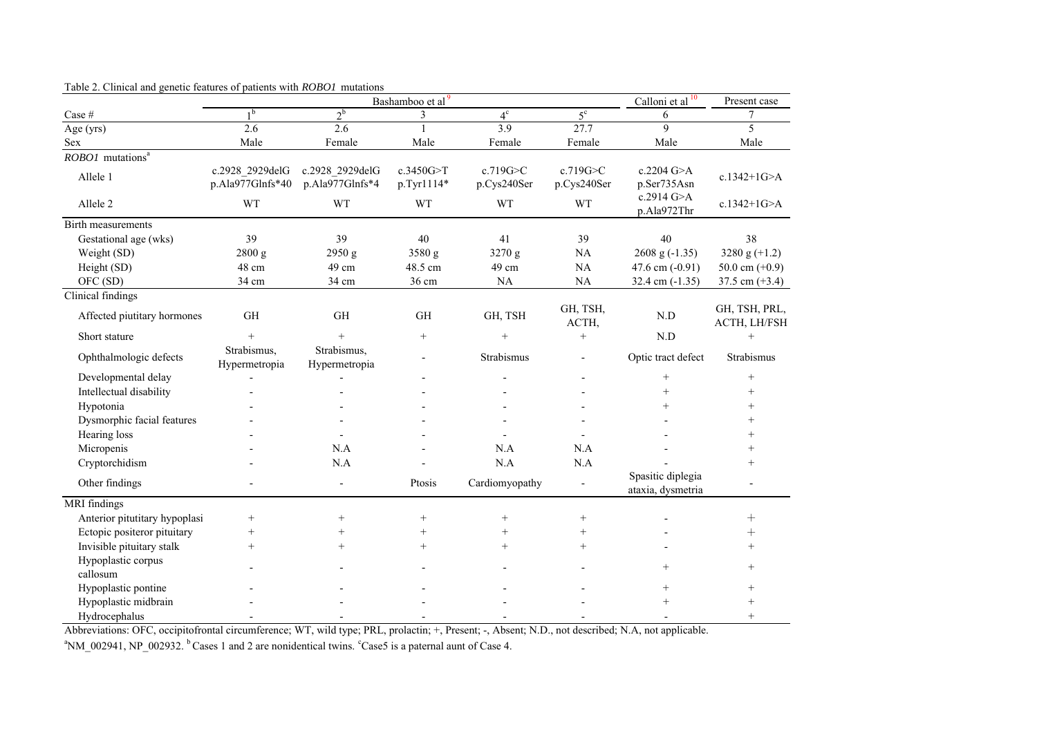Table 2. Clinical and genetic features of patients with *ROBO1* mutations

| | Bashamboo et al[9] | | | | | Calloni et al[10] | Present case |
|---|---|---|---|---|---|---|---|
| Case # | 1[b] | 2[b] | 3 | 4[c] | 5[c] | 6 | 7 |
| Age (yrs) | 2.6 | 2.6 | 1 | 3.9 | 27.7 | 9 | 5 |
| Sex | Male | Female | Male | Female | Female | Male | Male |
| *ROBO1* mutations[a] | | | | | | | |
| Allele 1 | c.2928_2929delG p.Ala977Glnfs*40 | c.2928_2929delG p.Ala977Glnfs*4 | c.3450G>T p.Tyr1114* | c.719G>C p.Cys240Ser | c.719G>C p.Cys240Ser | c.2204 G>A p.Ser735Asn | c.1342+1G>A |
| Allele 2 | WT | WT | WT | WT | WT | c.2914 G>A p.Ala972Thr | c.1342+1G>A |
| Birth measurements | | | | | | | |
| Gestational age (wks) | 39 | 39 | 40 | 41 | 39 | 40 | 38 |
| Weight (SD) | 2800 g | 2950 g | 3580 g | 3270 g | NA | 2608 g (-1.35) | 3280 g (+1.2) |
| Height (SD) | 48 cm | 49 cm | 48.5 cm | 49 cm | NA | 47.6 cm (-0.91) | 50.0 cm (+0.9) |
| OFC (SD) | 34 cm | 34 cm | 36 cm | NA | NA | 32.4 cm (-1.35) | 37.5 cm (+3.4) |
| Clinical findings | | | | | | | |
| Affected piutitary hormones | GH | GH | GH | GH, TSH | GH, TSH, ACTH, | N.D | GH, TSH, PRL, ACTH, LH/FSH |
| Short stature | + | + | + | + | + | N.D | + |
| Ophthalmologic defects | Strabismus, Hypermetropia | Strabismus, Hypermetropia | - | Strabismus | - | Optic tract defect | Strabismus |
| Developmental delay | - | - | - | - | - | + | + |
| Intellectual disability | - | - | - | - | - | + | + |
| Hypotonia | - | - | - | - | - | + | + |
| Dysmorphic facial features | - | - | - | - | - | - | + |
| Hearing loss | - | - | - | - | - | - | + |
| Micropenis | - | N.A | - | N.A | N.A | - | + |
| Cryptorchidism | - | N.A | - | N.A | N.A | - | + |
| Other findings | - | - | Ptosis | Cardiomyopathy | - | Spasitic diplegia ataxia, dysmetria | - |
| MRI findings | | | | | | | |
| Anterior pitutitary hypoplasi | + | + | + | + | + | - | + |
| Ectopic positeror pituitary | + | + | + | + | + | - | + |
| Invisible pituitary stalk | + | + | + | + | + | - | + |
| Hypoplastic corpus callosum | - | - | - | - | - | + | + |
| Hypoplastic pontine | - | - | - | - | - | + | + |
| Hypoplastic midbrain | - | - | - | - | - | + | + |
| Hydrocephalus | - | - | - | - | - | - | + |

Abbreviations: OFC, occipitofrontal circumference; WT, wild type; PRL, prolactin; +, Present; -, Absent; N.D., not described; N.A, not applicable.

[a]NM_002941, NP_002932. [b]Cases 1 and 2 are nonidentical twins. [c]Case5 is a paternal aunt of Case 4.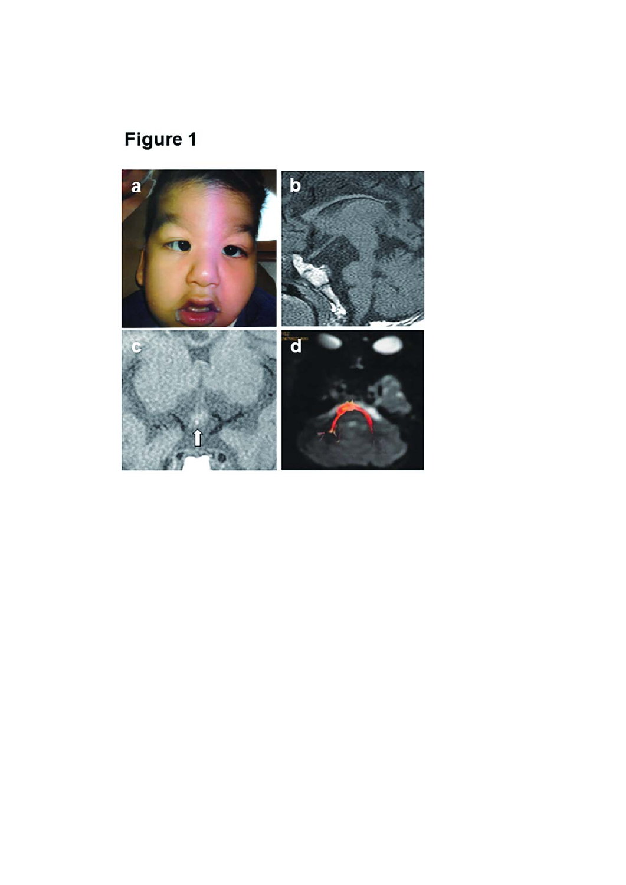# Figure 1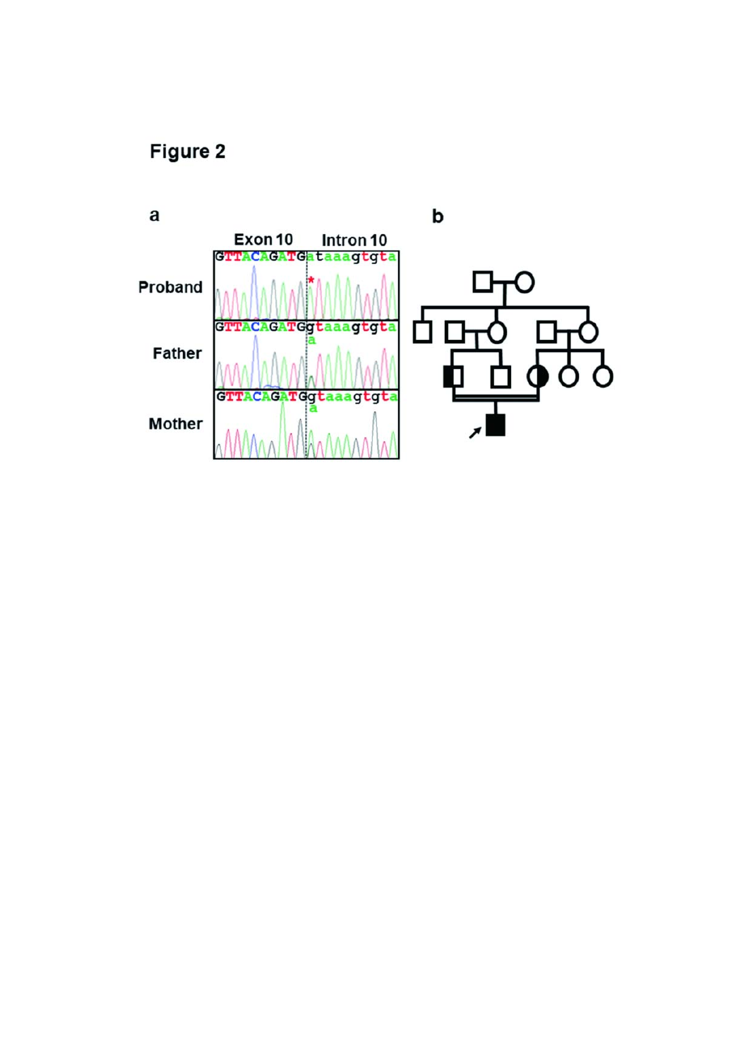# Figure 2

a

| | Exon 10 | Intron 10 |
|---|---|---|
| Proband | GTTACAGATG | atаaagtgta |
| Father | GTTACAGATG | gtaaagtgta (a) |
| Mother | GTTACAGATG | gtaaagtgta (a) |

b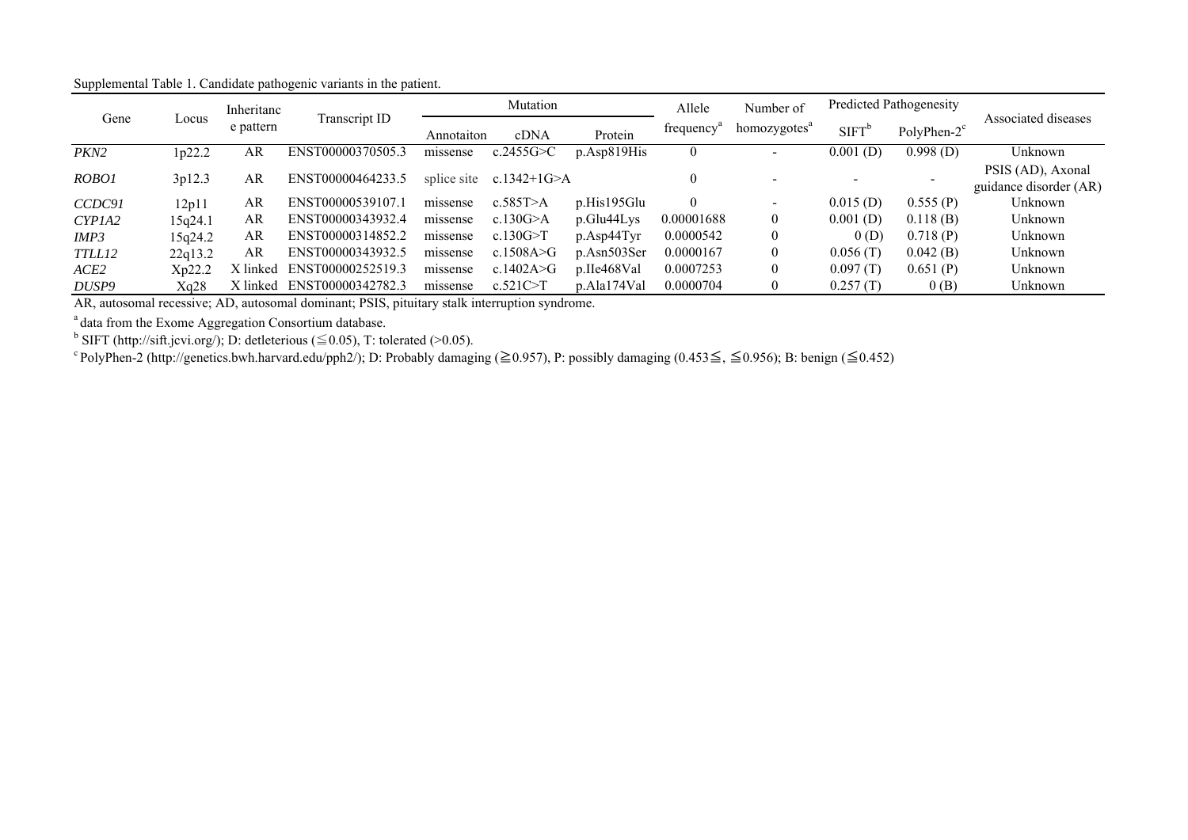Supplemental Table 1. Candidate pathogenic variants in the patient.

| Gene | Locus | Inheritance pattern | Transcript ID | Mutation | | | Allele frequency[a] | Number of homozygotes[a] | Predicted Pathogenesity | | Associated diseases |
|---|---|---|---|---|---|---|---|---|---|---|---|
| | | | | Annotaiton | cDNA | Protein | | | SIFT[b] | PolyPhen-2[c] | |
| *PKN2* | 1p22.2 | AR | ENST00000370505.3 | missense | c.2455G>C | p.Asp819His | 0 | - | 0.001 (D) | 0.998 (D) | Unknown |
| *ROBO1* | 3p12.3 | AR | ENST00000464233.5 | splice site | c.1342+1G>A | | 0 | - | - | - | PSIS (AD), Axonal guidance disorder (AR) |
| *CCDC91* | 12p11 | AR | ENST00000539107.1 | missense | c.585T>A | p.His195Glu | 0 | - | 0.015 (D) | 0.555 (P) | Unknown |
| *CYP1A2* | 15q24.1 | AR | ENST00000343932.4 | missense | c.130G>A | p.Glu44Lys | 0.00001688 | 0 | 0.001 (D) | 0.118 (B) | Unknown |
| *IMP3* | 15q24.2 | AR | ENST00000314852.2 | missense | c.130G>T | p.Asp44Tyr | 0.0000542 | 0 | 0 (D) | 0.718 (P) | Unknown |
| *TTLL12* | 22q13.2 | AR | ENST00000343932.5 | missense | c.1508A>G | p.Asn503Ser | 0.0000167 | 0 | 0.056 (T) | 0.042 (B) | Unknown |
| *ACE2* | Xp22.2 | X linked | ENST00000252519.3 | missense | c.1402A>G | p.IIe468Val | 0.0007253 | 0 | 0.097 (T) | 0.651 (P) | Unknown |
| *DUSP9* | Xq28 | X linked | ENST00000342782.3 | missense | c.521C>T | p.Ala174Val | 0.0000704 | 0 | 0.257 (T) | 0 (B) | Unknown |

AR, autosomal recessive; AD, autosomal dominant; PSIS, pituitary stalk interruption syndrome.

[a] data from the Exome Aggregation Consortium database.

[b] SIFT (http://sift.jcvi.org/); D: detleterious (≦0.05), T: tolerated (>0.05).

[c] PolyPhen-2 (http://genetics.bwh.harvard.edu/pph2/); D: Probably damaging (≧0.957), P: possibly damaging (0.453≦, ≦0.956); B: benign (≦0.452)